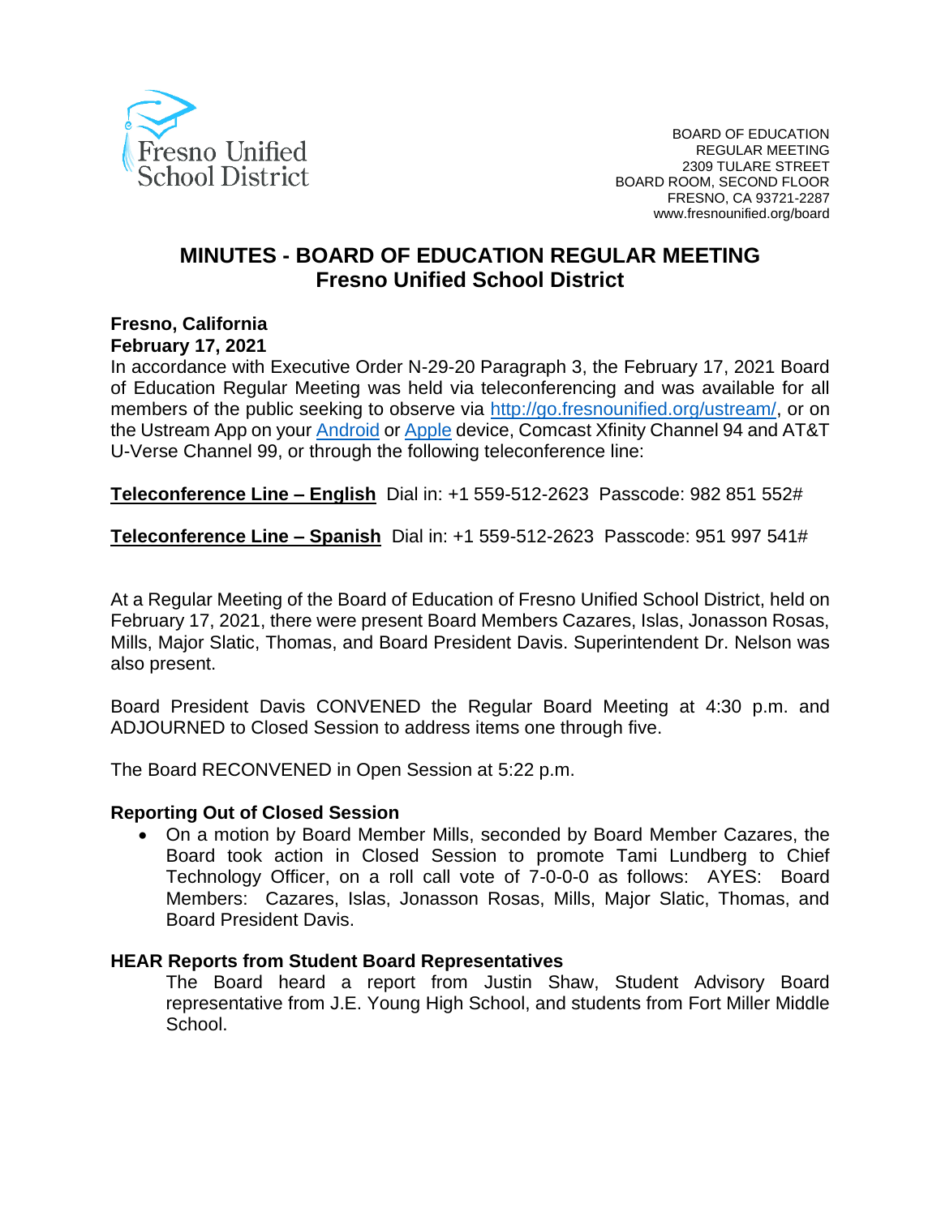Fresno Unified School District

BOARD OF EDUCATION
REGULAR MEETING
2309 TULARE STREET
BOARD ROOM, SECOND FLOOR
FRESNO, CA 93721-2287
www.fresnounified.org/board

# MINUTES - BOARD OF EDUCATION REGULAR MEETING
## Fresno Unified School District

**Fresno, California**
**February 17, 2021**

In accordance with Executive Order N-29-20 Paragraph 3, the February 17, 2021 Board of Education Regular Meeting was held via teleconferencing and was available for all members of the public seeking to observe via [http://go.fresnounified.org/ustream/](http://go.fresnounified.org/ustream/), or on the Ustream App on your [Android](#) or [Apple](#) device, Comcast Xfinity Channel 94 and AT&T U-Verse Channel 99, or through the following teleconference line:

**Teleconference Line – English** Dial in: +1 559-512-2623 Passcode: 982 851 552#

**Teleconference Line – Spanish** Dial in: +1 559-512-2623 Passcode: 951 997 541#

At a Regular Meeting of the Board of Education of Fresno Unified School District, held on February 17, 2021, there were present Board Members Cazares, Islas, Jonasson Rosas, Mills, Major Slatic, Thomas, and Board President Davis. Superintendent Dr. Nelson was also present.

Board President Davis CONVENED the Regular Board Meeting at 4:30 p.m. and ADJOURNED to Closed Session to address items one through five.

The Board RECONVENED in Open Session at 5:22 p.m.

**Reporting Out of Closed Session**

- On a motion by Board Member Mills, seconded by Board Member Cazares, the Board took action in Closed Session to promote Tami Lundberg to Chief Technology Officer, on a roll call vote of 7-0-0-0 as follows: AYES: Board Members: Cazares, Islas, Jonasson Rosas, Mills, Major Slatic, Thomas, and Board President Davis.

**HEAR Reports from Student Board Representatives**

The Board heard a report from Justin Shaw, Student Advisory Board representative from J.E. Young High School, and students from Fort Miller Middle School.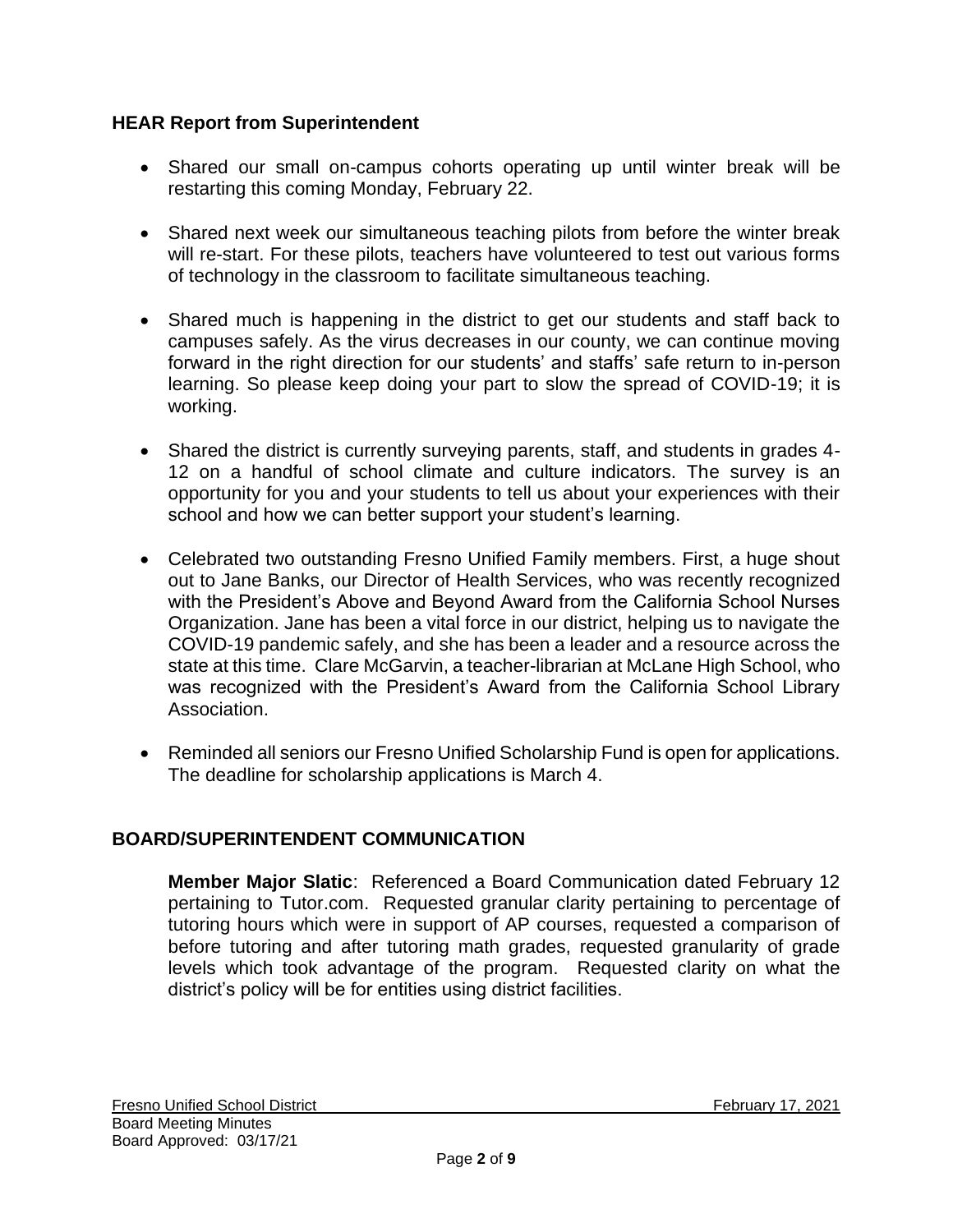## HEAR Report from Superintendent

- Shared our small on-campus cohorts operating up until winter break will be restarting this coming Monday, February 22.

- Shared next week our simultaneous teaching pilots from before the winter break will re-start. For these pilots, teachers have volunteered to test out various forms of technology in the classroom to facilitate simultaneous teaching.

- Shared much is happening in the district to get our students and staff back to campuses safely. As the virus decreases in our county, we can continue moving forward in the right direction for our students' and staffs' safe return to in-person learning. So please keep doing your part to slow the spread of COVID-19; it is working.

- Shared the district is currently surveying parents, staff, and students in grades 4-12 on a handful of school climate and culture indicators. The survey is an opportunity for you and your students to tell us about your experiences with their school and how we can better support your student's learning.

- Celebrated two outstanding Fresno Unified Family members. First, a huge shout out to Jane Banks, our Director of Health Services, who was recently recognized with the President's Above and Beyond Award from the California School Nurses Organization. Jane has been a vital force in our district, helping us to navigate the COVID-19 pandemic safely, and she has been a leader and a resource across the state at this time. Clare McGarvin, a teacher-librarian at McLane High School, who was recognized with the President's Award from the California School Library Association.

- Reminded all seniors our Fresno Unified Scholarship Fund is open for applications. The deadline for scholarship applications is March 4.

## BOARD/SUPERINTENDENT COMMUNICATION

**Member Major Slatic**: Referenced a Board Communication dated February 12 pertaining to Tutor.com. Requested granular clarity pertaining to percentage of tutoring hours which were in support of AP courses, requested a comparison of before tutoring and after tutoring math grades, requested granularity of grade levels which took advantage of the program. Requested clarity on what the district's policy will be for entities using district facilities.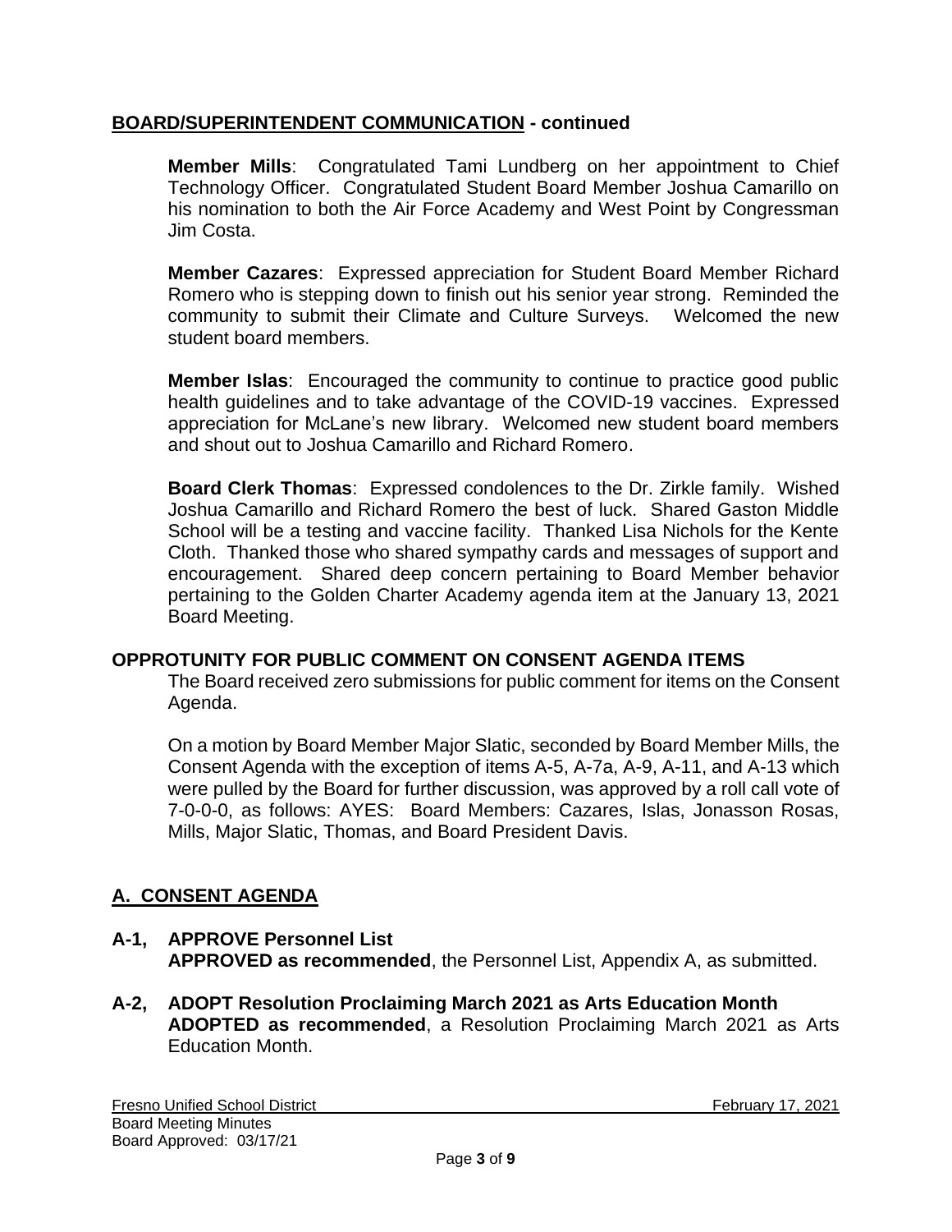## BOARD/SUPERINTENDENT COMMUNICATION - continued

**Member Mills**: Congratulated Tami Lundberg on her appointment to Chief Technology Officer. Congratulated Student Board Member Joshua Camarillo on his nomination to both the Air Force Academy and West Point by Congressman Jim Costa.

**Member Cazares**: Expressed appreciation for Student Board Member Richard Romero who is stepping down to finish out his senior year strong. Reminded the community to submit their Climate and Culture Surveys. Welcomed the new student board members.

**Member Islas**: Encouraged the community to continue to practice good public health guidelines and to take advantage of the COVID-19 vaccines. Expressed appreciation for McLane's new library. Welcomed new student board members and shout out to Joshua Camarillo and Richard Romero.

**Board Clerk Thomas**: Expressed condolences to the Dr. Zirkle family. Wished Joshua Camarillo and Richard Romero the best of luck. Shared Gaston Middle School will be a testing and vaccine facility. Thanked Lisa Nichols for the Kente Cloth. Thanked those who shared sympathy cards and messages of support and encouragement. Shared deep concern pertaining to Board Member behavior pertaining to the Golden Charter Academy agenda item at the January 13, 2021 Board Meeting.

## OPPROTUNITY FOR PUBLIC COMMENT ON CONSENT AGENDA ITEMS

The Board received zero submissions for public comment for items on the Consent Agenda.

On a motion by Board Member Major Slatic, seconded by Board Member Mills, the Consent Agenda with the exception of items A-5, A-7a, A-9, A-11, and A-13 which were pulled by the Board for further discussion, was approved by a roll call vote of 7-0-0-0, as follows: AYES: Board Members: Cazares, Islas, Jonasson Rosas, Mills, Major Slatic, Thomas, and Board President Davis.

## A. CONSENT AGENDA

**A-1, APPROVE Personnel List**
**APPROVED as recommended**, the Personnel List, Appendix A, as submitted.

**A-2, ADOPT Resolution Proclaiming March 2021 as Arts Education Month**
**ADOPTED as recommended**, a Resolution Proclaiming March 2021 as Arts Education Month.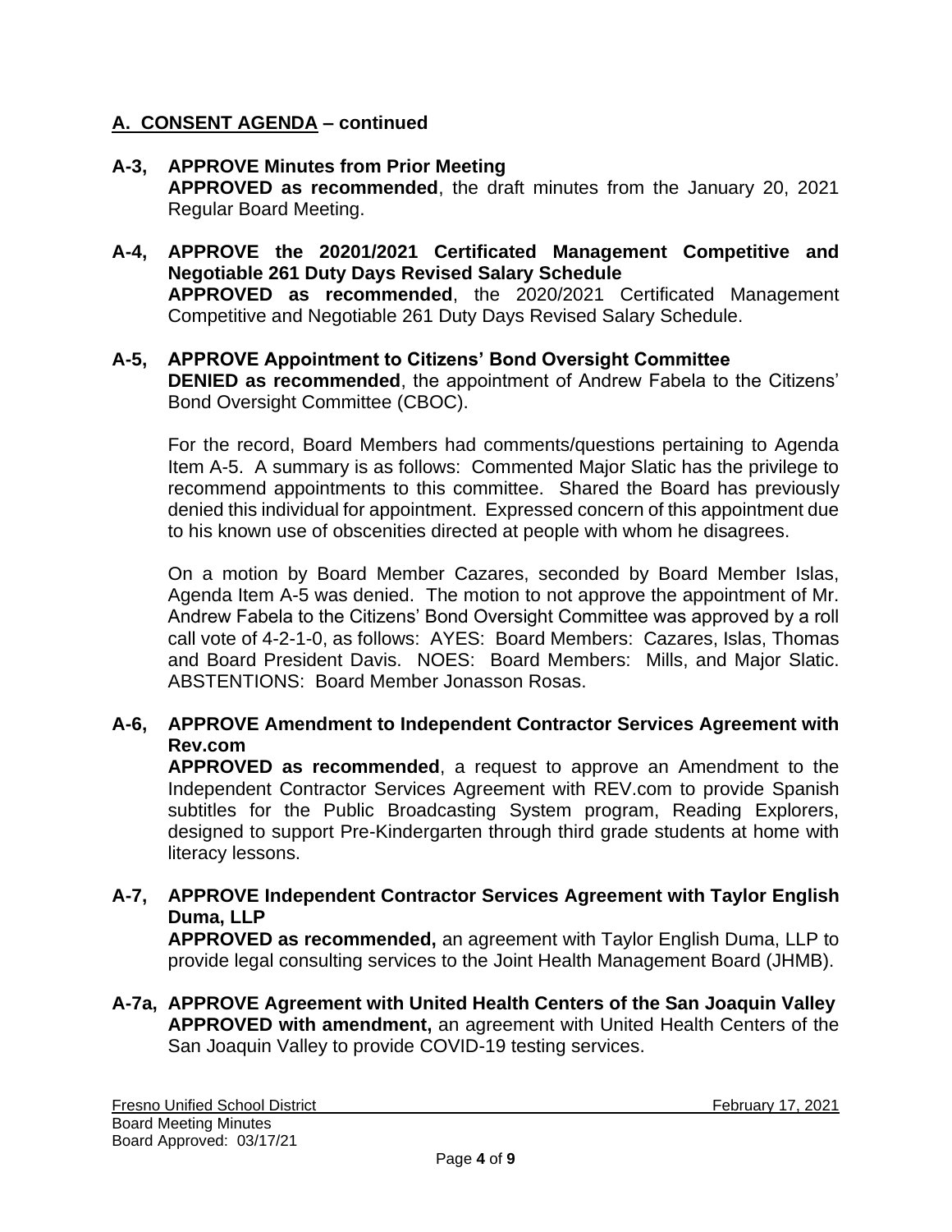## A. CONSENT AGENDA – continued

**A-3, APPROVE Minutes from Prior Meeting**
**APPROVED as recommended**, the draft minutes from the January 20, 2021 Regular Board Meeting.

**A-4, APPROVE the 20201/2021 Certificated Management Competitive and Negotiable 261 Duty Days Revised Salary Schedule**
**APPROVED as recommended**, the 2020/2021 Certificated Management Competitive and Negotiable 261 Duty Days Revised Salary Schedule.

**A-5, APPROVE Appointment to Citizens' Bond Oversight Committee**
**DENIED as recommended**, the appointment of Andrew Fabela to the Citizens' Bond Oversight Committee (CBOC).

For the record, Board Members had comments/questions pertaining to Agenda Item A-5. A summary is as follows: Commented Major Slatic has the privilege to recommend appointments to this committee. Shared the Board has previously denied this individual for appointment. Expressed concern of this appointment due to his known use of obscenities directed at people with whom he disagrees.

On a motion by Board Member Cazares, seconded by Board Member Islas, Agenda Item A-5 was denied. The motion to not approve the appointment of Mr. Andrew Fabela to the Citizens' Bond Oversight Committee was approved by a roll call vote of 4-2-1-0, as follows: AYES: Board Members: Cazares, Islas, Thomas and Board President Davis. NOES: Board Members: Mills, and Major Slatic. ABSTENTIONS: Board Member Jonasson Rosas.

**A-6, APPROVE Amendment to Independent Contractor Services Agreement with Rev.com**
**APPROVED as recommended**, a request to approve an Amendment to the Independent Contractor Services Agreement with REV.com to provide Spanish subtitles for the Public Broadcasting System program, Reading Explorers, designed to support Pre-Kindergarten through third grade students at home with literacy lessons.

**A-7, APPROVE Independent Contractor Services Agreement with Taylor English Duma, LLP**
**APPROVED as recommended,** an agreement with Taylor English Duma, LLP to provide legal consulting services to the Joint Health Management Board (JHMB).

**A-7a, APPROVE Agreement with United Health Centers of the San Joaquin Valley**
**APPROVED with amendment,** an agreement with United Health Centers of the San Joaquin Valley to provide COVID-19 testing services.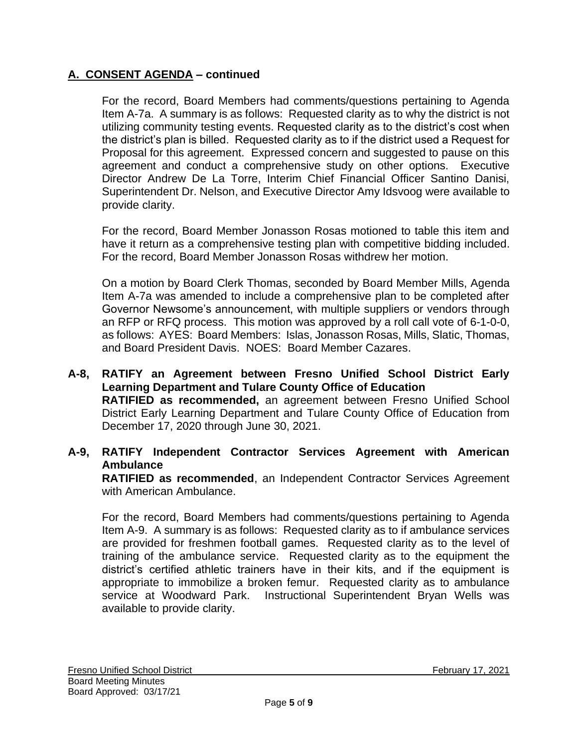## A. CONSENT AGENDA – continued

For the record, Board Members had comments/questions pertaining to Agenda Item A-7a. A summary is as follows: Requested clarity as to why the district is not utilizing community testing events. Requested clarity as to the district's cost when the district's plan is billed. Requested clarity as to if the district used a Request for Proposal for this agreement. Expressed concern and suggested to pause on this agreement and conduct a comprehensive study on other options. Executive Director Andrew De La Torre, Interim Chief Financial Officer Santino Danisi, Superintendent Dr. Nelson, and Executive Director Amy Idsvoog were available to provide clarity.

For the record, Board Member Jonasson Rosas motioned to table this item and have it return as a comprehensive testing plan with competitive bidding included. For the record, Board Member Jonasson Rosas withdrew her motion.

On a motion by Board Clerk Thomas, seconded by Board Member Mills, Agenda Item A-7a was amended to include a comprehensive plan to be completed after Governor Newsome's announcement, with multiple suppliers or vendors through an RFP or RFQ process. This motion was approved by a roll call vote of 6-1-0-0, as follows: AYES: Board Members: Islas, Jonasson Rosas, Mills, Slatic, Thomas, and Board President Davis. NOES: Board Member Cazares.

**A-8, RATIFY an Agreement between Fresno Unified School District Early Learning Department and Tulare County Office of Education**

**RATIFIED as recommended,** an agreement between Fresno Unified School District Early Learning Department and Tulare County Office of Education from December 17, 2020 through June 30, 2021.

**A-9, RATIFY Independent Contractor Services Agreement with American Ambulance**

**RATIFIED as recommended**, an Independent Contractor Services Agreement with American Ambulance.

For the record, Board Members had comments/questions pertaining to Agenda Item A-9. A summary is as follows: Requested clarity as to if ambulance services are provided for freshmen football games. Requested clarity as to the level of training of the ambulance service. Requested clarity as to the equipment the district's certified athletic trainers have in their kits, and if the equipment is appropriate to immobilize a broken femur. Requested clarity as to ambulance service at Woodward Park. Instructional Superintendent Bryan Wells was available to provide clarity.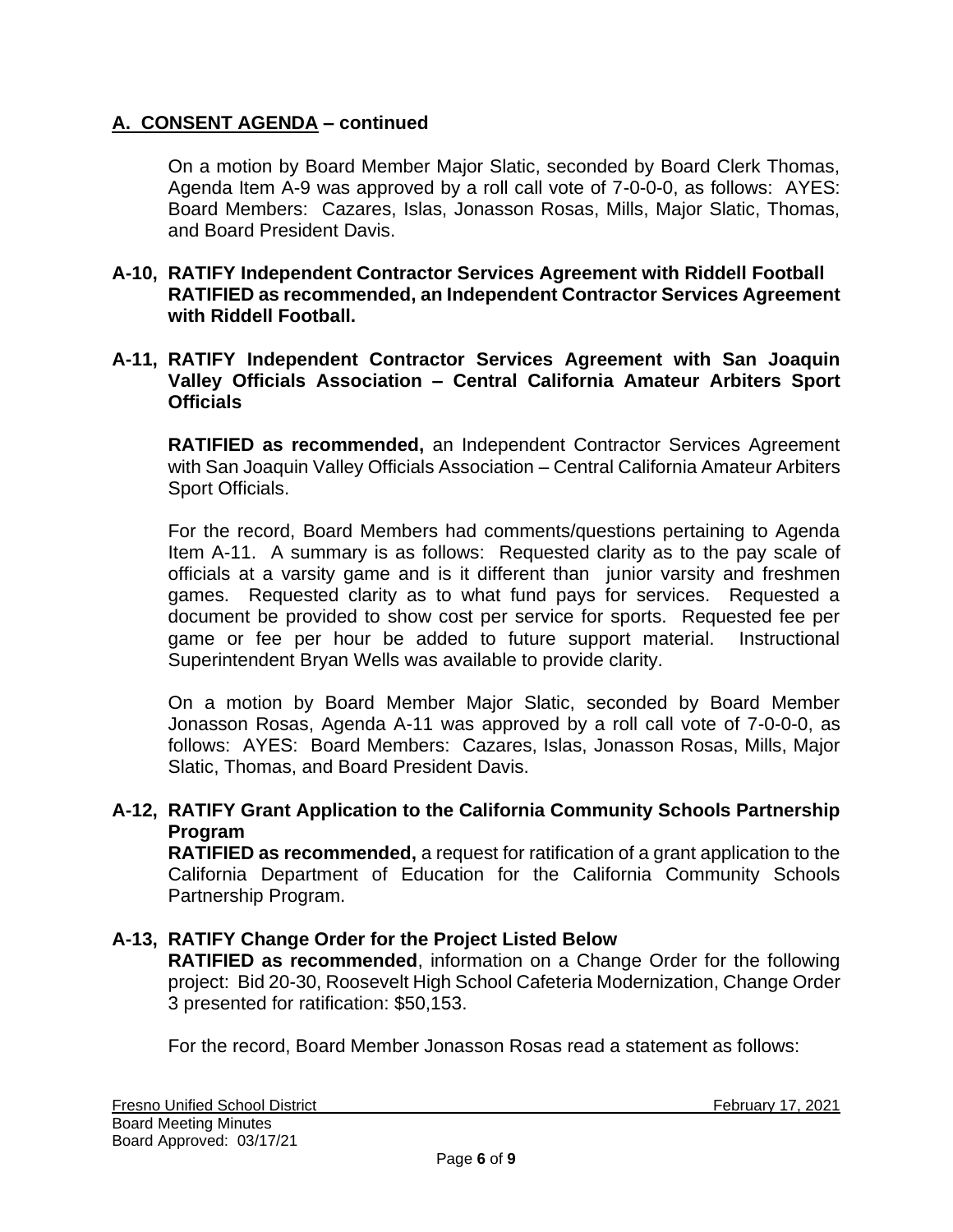## A. CONSENT AGENDA – continued

On a motion by Board Member Major Slatic, seconded by Board Clerk Thomas, Agenda Item A-9 was approved by a roll call vote of 7-0-0-0, as follows: AYES: Board Members: Cazares, Islas, Jonasson Rosas, Mills, Major Slatic, Thomas, and Board President Davis.

**A-10, RATIFY Independent Contractor Services Agreement with Riddell Football RATIFIED as recommended, an Independent Contractor Services Agreement with Riddell Football.**

**A-11, RATIFY Independent Contractor Services Agreement with San Joaquin Valley Officials Association – Central California Amateur Arbiters Sport Officials**

**RATIFIED as recommended,** an Independent Contractor Services Agreement with San Joaquin Valley Officials Association – Central California Amateur Arbiters Sport Officials.

For the record, Board Members had comments/questions pertaining to Agenda Item A-11. A summary is as follows: Requested clarity as to the pay scale of officials at a varsity game and is it different than junior varsity and freshmen games. Requested clarity as to what fund pays for services. Requested a document be provided to show cost per service for sports. Requested fee per game or fee per hour be added to future support material. Instructional Superintendent Bryan Wells was available to provide clarity.

On a motion by Board Member Major Slatic, seconded by Board Member Jonasson Rosas, Agenda A-11 was approved by a roll call vote of 7-0-0-0, as follows: AYES: Board Members: Cazares, Islas, Jonasson Rosas, Mills, Major Slatic, Thomas, and Board President Davis.

**A-12, RATIFY Grant Application to the California Community Schools Partnership Program**

**RATIFIED as recommended,** a request for ratification of a grant application to the California Department of Education for the California Community Schools Partnership Program.

**A-13, RATIFY Change Order for the Project Listed Below**

**RATIFIED as recommended**, information on a Change Order for the following project: Bid 20-30, Roosevelt High School Cafeteria Modernization, Change Order 3 presented for ratification: $50,153.

For the record, Board Member Jonasson Rosas read a statement as follows: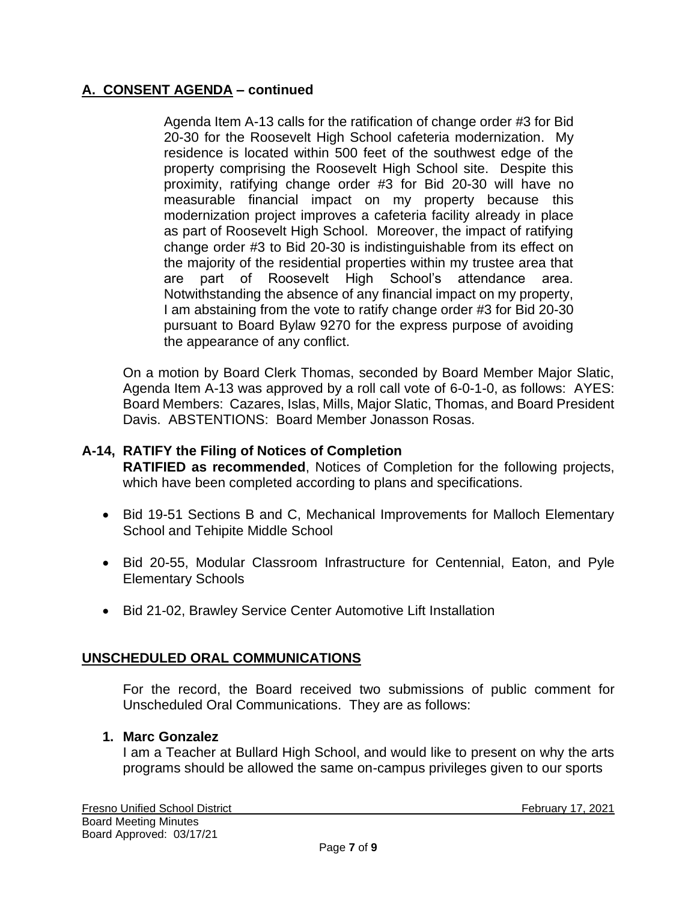## A. CONSENT AGENDA – continued

> Agenda Item A-13 calls for the ratification of change order #3 for Bid 20-30 for the Roosevelt High School cafeteria modernization. My residence is located within 500 feet of the southwest edge of the property comprising the Roosevelt High School site. Despite this proximity, ratifying change order #3 for Bid 20-30 will have no measurable financial impact on my property because this modernization project improves a cafeteria facility already in place as part of Roosevelt High School. Moreover, the impact of ratifying change order #3 to Bid 20-30 is indistinguishable from its effect on the majority of the residential properties within my trustee area that are part of Roosevelt High School's attendance area. Notwithstanding the absence of any financial impact on my property, I am abstaining from the vote to ratify change order #3 for Bid 20-30 pursuant to Board Bylaw 9270 for the express purpose of avoiding the appearance of any conflict.

On a motion by Board Clerk Thomas, seconded by Board Member Major Slatic, Agenda Item A-13 was approved by a roll call vote of 6-0-1-0, as follows: AYES: Board Members: Cazares, Islas, Mills, Major Slatic, Thomas, and Board President Davis. ABSTENTIONS: Board Member Jonasson Rosas.

### A-14, RATIFY the Filing of Notices of Completion

**RATIFIED as recommended**, Notices of Completion for the following projects, which have been completed according to plans and specifications.

- Bid 19-51 Sections B and C, Mechanical Improvements for Malloch Elementary School and Tehipite Middle School
- Bid 20-55, Modular Classroom Infrastructure for Centennial, Eaton, and Pyle Elementary Schools
- Bid 21-02, Brawley Service Center Automotive Lift Installation

## UNSCHEDULED ORAL COMMUNICATIONS

For the record, the Board received two submissions of public comment for Unscheduled Oral Communications. They are as follows:

**1. Marc Gonzalez**

I am a Teacher at Bullard High School, and would like to present on why the arts programs should be allowed the same on-campus privileges given to our sports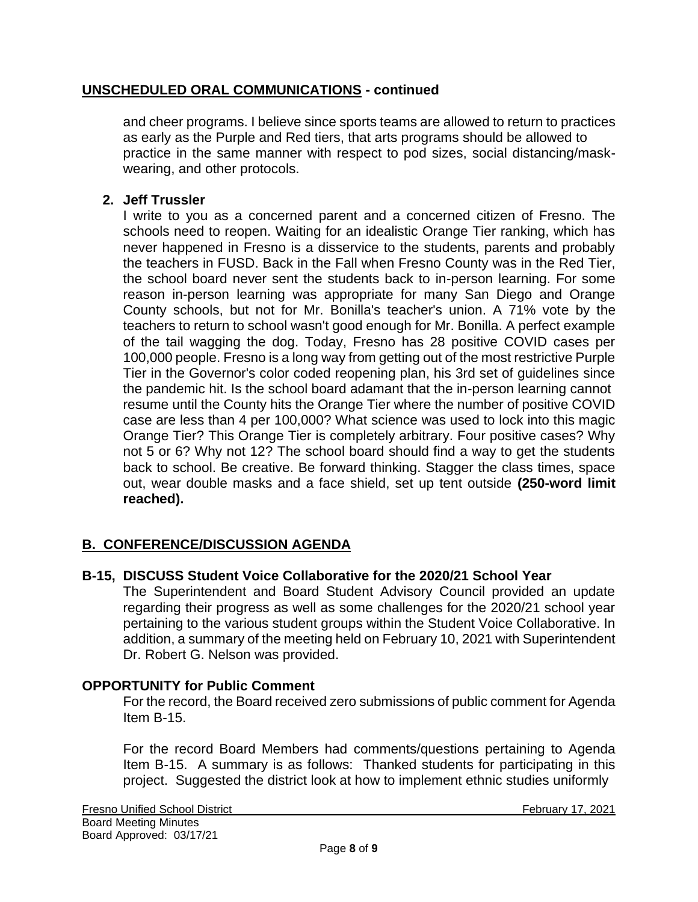## **UNSCHEDULED ORAL COMMUNICATIONS - continued**

and cheer programs. I believe since sports teams are allowed to return to practices as early as the Purple and Red tiers, that arts programs should be allowed to practice in the same manner with respect to pod sizes, social distancing/mask-wearing, and other protocols.

**2. Jeff Trussler**

I write to you as a concerned parent and a concerned citizen of Fresno. The schools need to reopen. Waiting for an idealistic Orange Tier ranking, which has never happened in Fresno is a disservice to the students, parents and probably the teachers in FUSD. Back in the Fall when Fresno County was in the Red Tier, the school board never sent the students back to in-person learning. For some reason in-person learning was appropriate for many San Diego and Orange County schools, but not for Mr. Bonilla's teacher's union. A 71% vote by the teachers to return to school wasn't good enough for Mr. Bonilla. A perfect example of the tail wagging the dog. Today, Fresno has 28 positive COVID cases per 100,000 people. Fresno is a long way from getting out of the most restrictive Purple Tier in the Governor's color coded reopening plan, his 3rd set of guidelines since the pandemic hit. Is the school board adamant that the in-person learning cannot resume until the County hits the Orange Tier where the number of positive COVID case are less than 4 per 100,000? What science was used to lock into this magic Orange Tier? This Orange Tier is completely arbitrary. Four positive cases? Why not 5 or 6? Why not 12? The school board should find a way to get the students back to school. Be creative. Be forward thinking. Stagger the class times, space out, wear double masks and a face shield, set up tent outside **(250-word limit reached).**

## **B. CONFERENCE/DISCUSSION AGENDA**

### **B-15, DISCUSS Student Voice Collaborative for the 2020/21 School Year**

The Superintendent and Board Student Advisory Council provided an update regarding their progress as well as some challenges for the 2020/21 school year pertaining to the various student groups within the Student Voice Collaborative. In addition, a summary of the meeting held on February 10, 2021 with Superintendent Dr. Robert G. Nelson was provided.

### **OPPORTUNITY for Public Comment**

For the record, the Board received zero submissions of public comment for Agenda Item B-15.

For the record Board Members had comments/questions pertaining to Agenda Item B-15. A summary is as follows: Thanked students for participating in this project. Suggested the district look at how to implement ethnic studies uniformly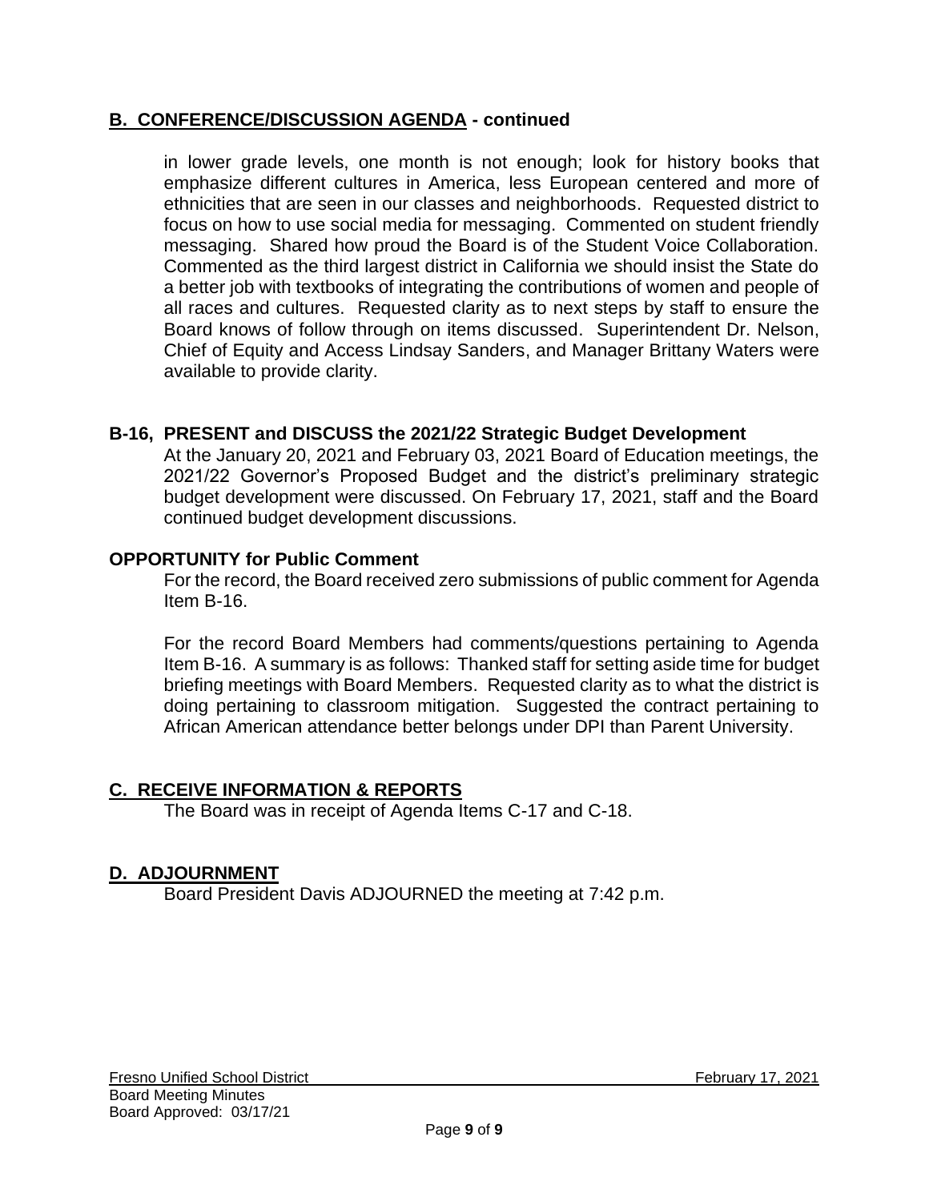## B. CONFERENCE/DISCUSSION AGENDA - continued

in lower grade levels, one month is not enough; look for history books that emphasize different cultures in America, less European centered and more of ethnicities that are seen in our classes and neighborhoods. Requested district to focus on how to use social media for messaging. Commented on student friendly messaging. Shared how proud the Board is of the Student Voice Collaboration. Commented as the third largest district in California we should insist the State do a better job with textbooks of integrating the contributions of women and people of all races and cultures. Requested clarity as to next steps by staff to ensure the Board knows of follow through on items discussed. Superintendent Dr. Nelson, Chief of Equity and Access Lindsay Sanders, and Manager Brittany Waters were available to provide clarity.

### B-16, PRESENT and DISCUSS the 2021/22 Strategic Budget Development

At the January 20, 2021 and February 03, 2021 Board of Education meetings, the 2021/22 Governor's Proposed Budget and the district's preliminary strategic budget development were discussed. On February 17, 2021, staff and the Board continued budget development discussions.

### OPPORTUNITY for Public Comment

For the record, the Board received zero submissions of public comment for Agenda Item B-16.

For the record Board Members had comments/questions pertaining to Agenda Item B-16. A summary is as follows: Thanked staff for setting aside time for budget briefing meetings with Board Members. Requested clarity as to what the district is doing pertaining to classroom mitigation. Suggested the contract pertaining to African American attendance better belongs under DPI than Parent University.

## C. RECEIVE INFORMATION & REPORTS

The Board was in receipt of Agenda Items C-17 and C-18.

## D. ADJOURNMENT

Board President Davis ADJOURNED the meeting at 7:42 p.m.